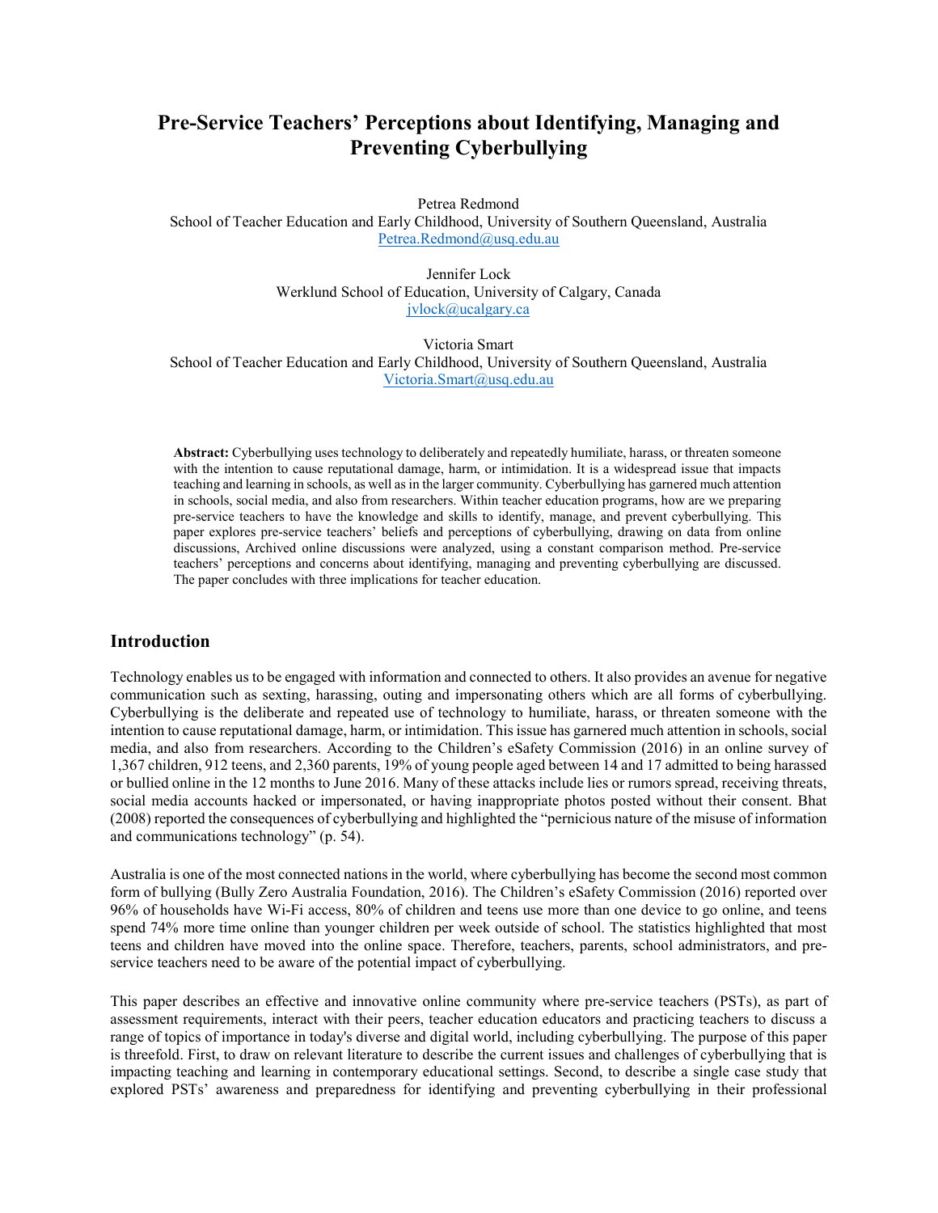# Pre-Service Teachers' Perceptions about Identifying, Managing and Preventing Cyberbullying

Petrea Redmond
School of Teacher Education and Early Childhood, University of Southern Queensland, Australia
Petrea.Redmond@usq.edu.au

Jennifer Lock
Werklund School of Education, University of Calgary, Canada
jvlock@ucalgary.ca

Victoria Smart
School of Teacher Education and Early Childhood, University of Southern Queensland, Australia
Victoria.Smart@usq.edu.au

**Abstract:** Cyberbullying uses technology to deliberately and repeatedly humiliate, harass, or threaten someone with the intention to cause reputational damage, harm, or intimidation. It is a widespread issue that impacts teaching and learning in schools, as well as in the larger community. Cyberbullying has garnered much attention in schools, social media, and also from researchers. Within teacher education programs, how are we preparing pre-service teachers to have the knowledge and skills to identify, manage, and prevent cyberbullying. This paper explores pre-service teachers' beliefs and perceptions of cyberbullying, drawing on data from online discussions, Archived online discussions were analyzed, using a constant comparison method. Pre-service teachers' perceptions and concerns about identifying, managing and preventing cyberbullying are discussed. The paper concludes with three implications for teacher education.

## Introduction

Technology enables us to be engaged with information and connected to others. It also provides an avenue for negative communication such as sexting, harassing, outing and impersonating others which are all forms of cyberbullying. Cyberbullying is the deliberate and repeated use of technology to humiliate, harass, or threaten someone with the intention to cause reputational damage, harm, or intimidation. This issue has garnered much attention in schools, social media, and also from researchers. According to the Children's eSafety Commission (2016) in an online survey of 1,367 children, 912 teens, and 2,360 parents, 19% of young people aged between 14 and 17 admitted to being harassed or bullied online in the 12 months to June 2016. Many of these attacks include lies or rumors spread, receiving threats, social media accounts hacked or impersonated, or having inappropriate photos posted without their consent. Bhat (2008) reported the consequences of cyberbullying and highlighted the "pernicious nature of the misuse of information and communications technology" (p. 54).

Australia is one of the most connected nations in the world, where cyberbullying has become the second most common form of bullying (Bully Zero Australia Foundation, 2016). The Children's eSafety Commission (2016) reported over 96% of households have Wi-Fi access, 80% of children and teens use more than one device to go online, and teens spend 74% more time online than younger children per week outside of school. The statistics highlighted that most teens and children have moved into the online space. Therefore, teachers, parents, school administrators, and pre-service teachers need to be aware of the potential impact of cyberbullying.

This paper describes an effective and innovative online community where pre-service teachers (PSTs), as part of assessment requirements, interact with their peers, teacher education educators and practicing teachers to discuss a range of topics of importance in today's diverse and digital world, including cyberbullying. The purpose of this paper is threefold. First, to draw on relevant literature to describe the current issues and challenges of cyberbullying that is impacting teaching and learning in contemporary educational settings. Second, to describe a single case study that explored PSTs' awareness and preparedness for identifying and preventing cyberbullying in their professional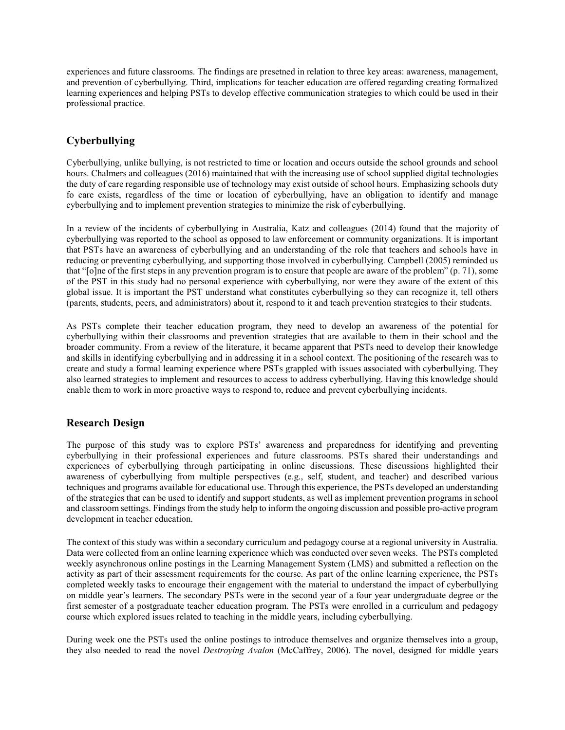experiences and future classrooms. The findings are presetned in relation to three key areas: awareness, management, and prevention of cyberbullying. Third, implications for teacher education are offered regarding creating formalized learning experiences and helping PSTs to develop effective communication strategies to which could be used in their professional practice.

## Cyberbullying

Cyberbullying, unlike bullying, is not restricted to time or location and occurs outside the school grounds and school hours. Chalmers and colleagues (2016) maintained that with the increasing use of school supplied digital technologies the duty of care regarding responsible use of technology may exist outside of school hours. Emphasizing schools duty fo care exists, regardless of the time or location of cyberbullying, have an obligation to identify and manage cyberbullying and to implement prevention strategies to minimize the risk of cyberbullying.

In a review of the incidents of cyberbullying in Australia, Katz and colleagues (2014) found that the majority of cyberbullying was reported to the school as opposed to law enforcement or community organizations. It is important that PSTs have an awareness of cyberbullying and an understanding of the role that teachers and schools have in reducing or preventing cyberbullying, and supporting those involved in cyberbullying. Campbell (2005) reminded us that "[o]ne of the first steps in any prevention program is to ensure that people are aware of the problem" (p. 71), some of the PST in this study had no personal experience with cyberbullying, nor were they aware of the extent of this global issue. It is important the PST understand what constitutes cyberbullying so they can recognize it, tell others (parents, students, peers, and administrators) about it, respond to it and teach prevention strategies to their students.

As PSTs complete their teacher education program, they need to develop an awareness of the potential for cyberbullying within their classrooms and prevention strategies that are available to them in their school and the broader community. From a review of the literature, it became apparent that PSTs need to develop their knowledge and skills in identifying cyberbullying and in addressing it in a school context. The positioning of the research was to create and study a formal learning experience where PSTs grappled with issues associated with cyberbullying. They also learned strategies to implement and resources to access to address cyberbullying. Having this knowledge should enable them to work in more proactive ways to respond to, reduce and prevent cyberbullying incidents.

## Research Design

The purpose of this study was to explore PSTs' awareness and preparedness for identifying and preventing cyberbullying in their professional experiences and future classrooms. PSTs shared their understandings and experiences of cyberbullying through participating in online discussions. These discussions highlighted their awareness of cyberbullying from multiple perspectives (e.g., self, student, and teacher) and described various techniques and programs available for educational use. Through this experience, the PSTs developed an understanding of the strategies that can be used to identify and support students, as well as implement prevention programs in school and classroom settings. Findings from the study help to inform the ongoing discussion and possible pro-active program development in teacher education.

The context of this study was within a secondary curriculum and pedagogy course at a regional university in Australia. Data were collected from an online learning experience which was conducted over seven weeks. The PSTs completed weekly asynchronous online postings in the Learning Management System (LMS) and submitted a reflection on the activity as part of their assessment requirements for the course. As part of the online learning experience, the PSTs completed weekly tasks to encourage their engagement with the material to understand the impact of cyberbullying on middle year's learners. The secondary PSTs were in the second year of a four year undergraduate degree or the first semester of a postgraduate teacher education program. The PSTs were enrolled in a curriculum and pedagogy course which explored issues related to teaching in the middle years, including cyberbullying.

During week one the PSTs used the online postings to introduce themselves and organize themselves into a group, they also needed to read the novel *Destroying Avalon* (McCaffrey, 2006). The novel, designed for middle years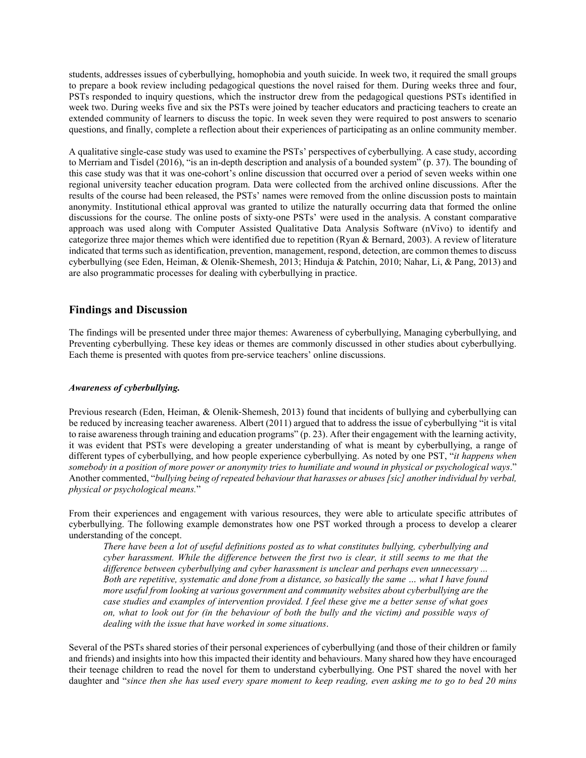students, addresses issues of cyberbullying, homophobia and youth suicide. In week two, it required the small groups to prepare a book review including pedagogical questions the novel raised for them. During weeks three and four, PSTs responded to inquiry questions, which the instructor drew from the pedagogical questions PSTs identified in week two. During weeks five and six the PSTs were joined by teacher educators and practicing teachers to create an extended community of learners to discuss the topic. In week seven they were required to post answers to scenario questions, and finally, complete a reflection about their experiences of participating as an online community member.

A qualitative single-case study was used to examine the PSTs' perspectives of cyberbullying. A case study, according to Merriam and Tisdel (2016), "is an in-depth description and analysis of a bounded system" (p. 37). The bounding of this case study was that it was one-cohort's online discussion that occurred over a period of seven weeks within one regional university teacher education program. Data were collected from the archived online discussions. After the results of the course had been released, the PSTs' names were removed from the online discussion posts to maintain anonymity. Institutional ethical approval was granted to utilize the naturally occurring data that formed the online discussions for the course. The online posts of sixty-one PSTs' were used in the analysis. A constant comparative approach was used along with Computer Assisted Qualitative Data Analysis Software (nVivo) to identify and categorize three major themes which were identified due to repetition (Ryan & Bernard, 2003). A review of literature indicated that terms such as identification, prevention, management, respond, detection, are common themes to discuss cyberbullying (see Eden, Heiman, & Olenik-Shemesh, 2013; Hinduja & Patchin, 2010; Nahar, Li, & Pang, 2013) and are also programmatic processes for dealing with cyberbullying in practice.

## Findings and Discussion

The findings will be presented under three major themes: Awareness of cyberbullying, Managing cyberbullying, and Preventing cyberbullying. These key ideas or themes are commonly discussed in other studies about cyberbullying. Each theme is presented with quotes from pre-service teachers' online discussions.

### *Awareness of cyberbullying.*

Previous research (Eden, Heiman, & Olenik-Shemesh, 2013) found that incidents of bullying and cyberbullying can be reduced by increasing teacher awareness. Albert (2011) argued that to address the issue of cyberbullying "it is vital to raise awareness through training and education programs" (p. 23). After their engagement with the learning activity, it was evident that PSTs were developing a greater understanding of what is meant by cyberbullying, a range of different types of cyberbullying, and how people experience cyberbullying. As noted by one PST, "*it happens when somebody in a position of more power or anonymity tries to humiliate and wound in physical or psychological ways*." Another commented, "*bullying being of repeated behaviour that harasses or abuses [sic] another individual by verbal, physical or psychological means.*"

From their experiences and engagement with various resources, they were able to articulate specific attributes of cyberbullying. The following example demonstrates how one PST worked through a process to develop a clearer understanding of the concept.

> *There have been a lot of useful definitions posted as to what constitutes bullying, cyberbullying and cyber harassment. While the difference between the first two is clear, it still seems to me that the difference between cyberbullying and cyber harassment is unclear and perhaps even unnecessary ... Both are repetitive, systematic and done from a distance, so basically the same … what I have found more useful from looking at various government and community websites about cyberbullying are the case studies and examples of intervention provided. I feel these give me a better sense of what goes on, what to look out for (in the behaviour of both the bully and the victim) and possible ways of dealing with the issue that have worked in some situations*.

Several of the PSTs shared stories of their personal experiences of cyberbullying (and those of their children or family and friends) and insights into how this impacted their identity and behaviours. Many shared how they have encouraged their teenage children to read the novel for them to understand cyberbullying. One PST shared the novel with her daughter and "*since then she has used every spare moment to keep reading, even asking me to go to bed 20 mins*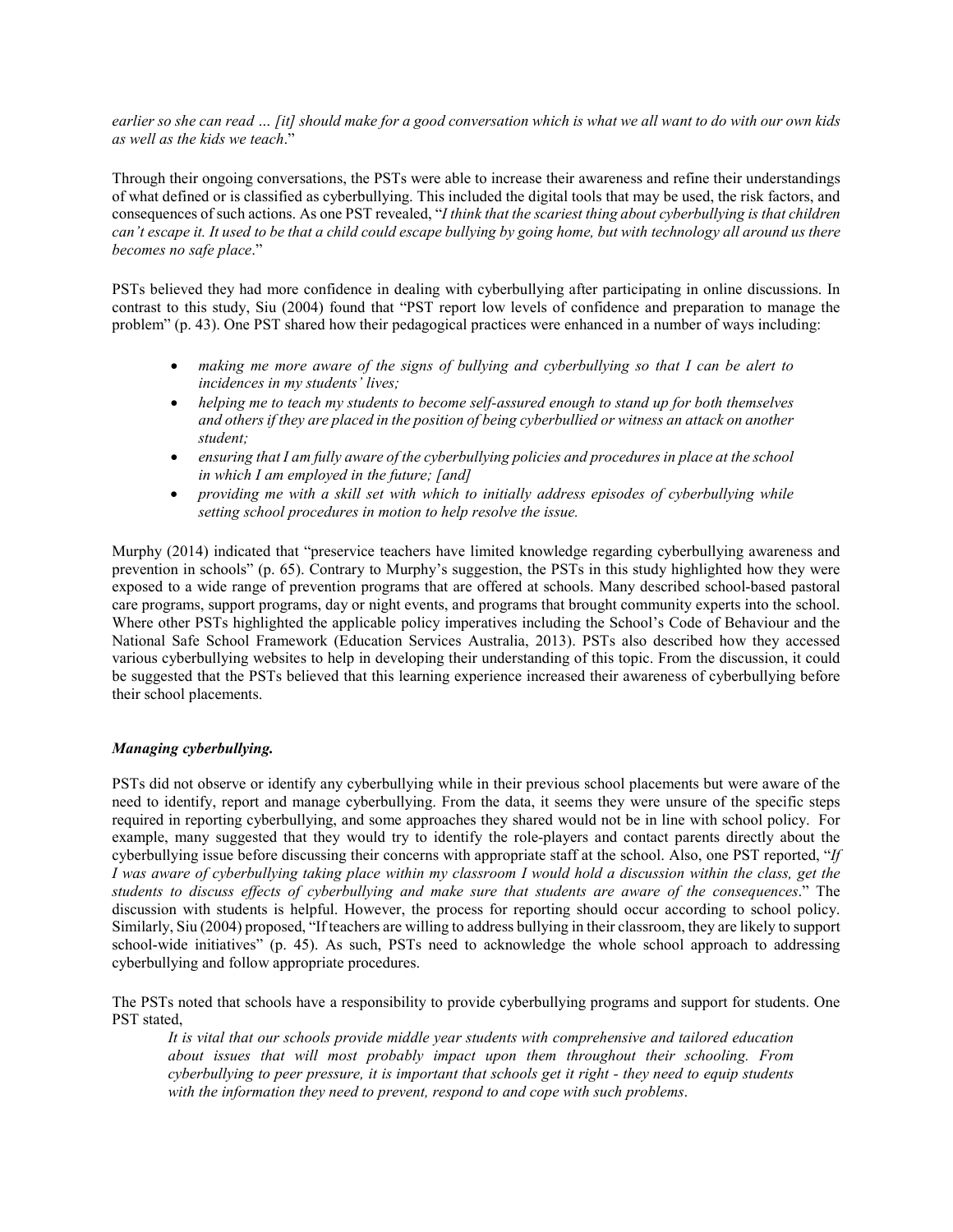*earlier so she can read … [it] should make for a good conversation which is what we all want to do with our own kids as well as the kids we teach*."

Through their ongoing conversations, the PSTs were able to increase their awareness and refine their understandings of what defined or is classified as cyberbullying. This included the digital tools that may be used, the risk factors, and consequences of such actions. As one PST revealed, "*I think that the scariest thing about cyberbullying is that children can't escape it. It used to be that a child could escape bullying by going home, but with technology all around us there becomes no safe place*."

PSTs believed they had more confidence in dealing with cyberbullying after participating in online discussions. In contrast to this study, Siu (2004) found that "PST report low levels of confidence and preparation to manage the problem" (p. 43). One PST shared how their pedagogical practices were enhanced in a number of ways including:

- *making me more aware of the signs of bullying and cyberbullying so that I can be alert to incidences in my students' lives;*
- *helping me to teach my students to become self-assured enough to stand up for both themselves and others if they are placed in the position of being cyberbullied or witness an attack on another student;*
- *ensuring that I am fully aware of the cyberbullying policies and procedures in place at the school in which I am employed in the future; [and]*
- *providing me with a skill set with which to initially address episodes of cyberbullying while setting school procedures in motion to help resolve the issue.*

Murphy (2014) indicated that "preservice teachers have limited knowledge regarding cyberbullying awareness and prevention in schools" (p. 65). Contrary to Murphy's suggestion, the PSTs in this study highlighted how they were exposed to a wide range of prevention programs that are offered at schools. Many described school-based pastoral care programs, support programs, day or night events, and programs that brought community experts into the school. Where other PSTs highlighted the applicable policy imperatives including the School's Code of Behaviour and the National Safe School Framework (Education Services Australia, 2013). PSTs also described how they accessed various cyberbullying websites to help in developing their understanding of this topic. From the discussion, it could be suggested that the PSTs believed that this learning experience increased their awareness of cyberbullying before their school placements.

### *Managing cyberbullying.*

PSTs did not observe or identify any cyberbullying while in their previous school placements but were aware of the need to identify, report and manage cyberbullying. From the data, it seems they were unsure of the specific steps required in reporting cyberbullying, and some approaches they shared would not be in line with school policy. For example, many suggested that they would try to identify the role-players and contact parents directly about the cyberbullying issue before discussing their concerns with appropriate staff at the school. Also, one PST reported, "*If I was aware of cyberbullying taking place within my classroom I would hold a discussion within the class, get the students to discuss effects of cyberbullying and make sure that students are aware of the consequences*." The discussion with students is helpful. However, the process for reporting should occur according to school policy. Similarly, Siu (2004) proposed, "If teachers are willing to address bullying in their classroom, they are likely to support school-wide initiatives" (p. 45). As such, PSTs need to acknowledge the whole school approach to addressing cyberbullying and follow appropriate procedures.

The PSTs noted that schools have a responsibility to provide cyberbullying programs and support for students. One PST stated,

> *It is vital that our schools provide middle year students with comprehensive and tailored education about issues that will most probably impact upon them throughout their schooling. From cyberbullying to peer pressure, it is important that schools get it right - they need to equip students with the information they need to prevent, respond to and cope with such problems*.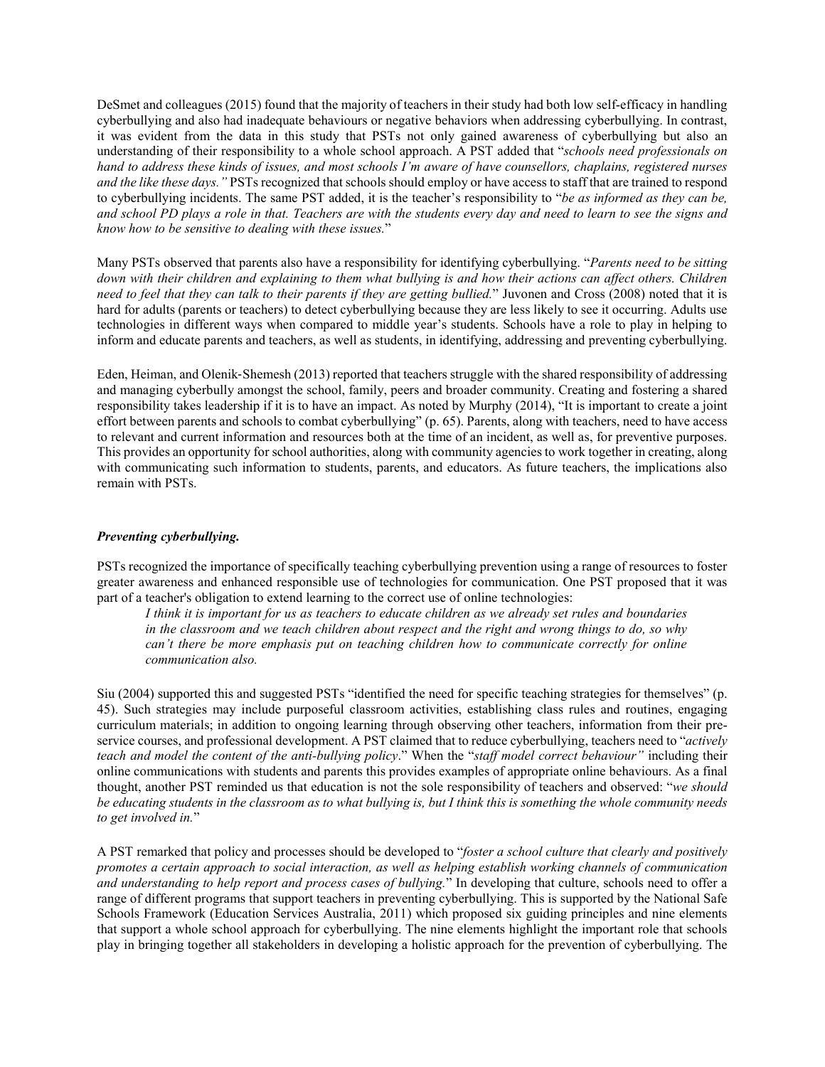DeSmet and colleagues (2015) found that the majority of teachers in their study had both low self-efficacy in handling cyberbullying and also had inadequate behaviours or negative behaviors when addressing cyberbullying. In contrast, it was evident from the data in this study that PSTs not only gained awareness of cyberbullying but also an understanding of their responsibility to a whole school approach. A PST added that "*schools need professionals on hand to address these kinds of issues, and most schools I'm aware of have counsellors, chaplains, registered nurses and the like these days."* PSTs recognized that schools should employ or have access to staff that are trained to respond to cyberbullying incidents. The same PST added, it is the teacher's responsibility to "*be as informed as they can be, and school PD plays a role in that. Teachers are with the students every day and need to learn to see the signs and know how to be sensitive to dealing with these issues.*"

Many PSTs observed that parents also have a responsibility for identifying cyberbullying. "*Parents need to be sitting down with their children and explaining to them what bullying is and how their actions can affect others. Children need to feel that they can talk to their parents if they are getting bullied.*" Juvonen and Cross (2008) noted that it is hard for adults (parents or teachers) to detect cyberbullying because they are less likely to see it occurring. Adults use technologies in different ways when compared to middle year's students. Schools have a role to play in helping to inform and educate parents and teachers, as well as students, in identifying, addressing and preventing cyberbullying.

Eden, Heiman, and Olenik-Shemesh (2013) reported that teachers struggle with the shared responsibility of addressing and managing cyberbully amongst the school, family, peers and broader community. Creating and fostering a shared responsibility takes leadership if it is to have an impact. As noted by Murphy (2014), "It is important to create a joint effort between parents and schools to combat cyberbullying" (p. 65). Parents, along with teachers, need to have access to relevant and current information and resources both at the time of an incident, as well as, for preventive purposes. This provides an opportunity for school authorities, along with community agencies to work together in creating, along with communicating such information to students, parents, and educators. As future teachers, the implications also remain with PSTs.

***Preventing cyberbullying.***

PSTs recognized the importance of specifically teaching cyberbullying prevention using a range of resources to foster greater awareness and enhanced responsible use of technologies for communication. One PST proposed that it was part of a teacher's obligation to extend learning to the correct use of online technologies:

> *I think it is important for us as teachers to educate children as we already set rules and boundaries in the classroom and we teach children about respect and the right and wrong things to do, so why can't there be more emphasis put on teaching children how to communicate correctly for online communication also.*

Siu (2004) supported this and suggested PSTs "identified the need for specific teaching strategies for themselves" (p. 45). Such strategies may include purposeful classroom activities, establishing class rules and routines, engaging curriculum materials; in addition to ongoing learning through observing other teachers, information from their pre-service courses, and professional development. A PST claimed that to reduce cyberbullying, teachers need to "*actively teach and model the content of the anti-bullying policy*." When the "*staff model correct behaviour"* including their online communications with students and parents this provides examples of appropriate online behaviours. As a final thought, another PST reminded us that education is not the sole responsibility of teachers and observed: "*we should be educating students in the classroom as to what bullying is, but I think this is something the whole community needs to get involved in.*"

A PST remarked that policy and processes should be developed to "*foster a school culture that clearly and positively promotes a certain approach to social interaction, as well as helping establish working channels of communication and understanding to help report and process cases of bullying.*" In developing that culture, schools need to offer a range of different programs that support teachers in preventing cyberbullying. This is supported by the National Safe Schools Framework (Education Services Australia, 2011) which proposed six guiding principles and nine elements that support a whole school approach for cyberbullying. The nine elements highlight the important role that schools play in bringing together all stakeholders in developing a holistic approach for the prevention of cyberbullying. The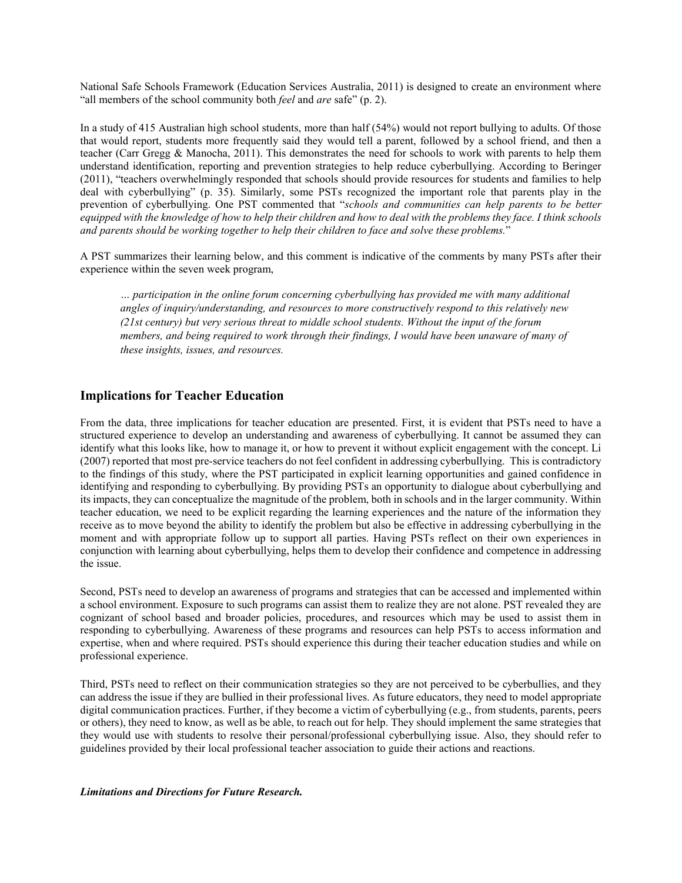National Safe Schools Framework (Education Services Australia, 2011) is designed to create an environment where "all members of the school community both *feel* and *are* safe" (p. 2).

In a study of 415 Australian high school students, more than half (54%) would not report bullying to adults. Of those that would report, students more frequently said they would tell a parent, followed by a school friend, and then a teacher (Carr Gregg & Manocha, 2011). This demonstrates the need for schools to work with parents to help them understand identification, reporting and prevention strategies to help reduce cyberbullying. According to Beringer (2011), "teachers overwhelmingly responded that schools should provide resources for students and families to help deal with cyberbullying" (p. 35). Similarly, some PSTs recognized the important role that parents play in the prevention of cyberbullying. One PST commented that "*schools and communities can help parents to be better equipped with the knowledge of how to help their children and how to deal with the problems they face. I think schools and parents should be working together to help their children to face and solve these problems.*"

A PST summarizes their learning below, and this comment is indicative of the comments by many PSTs after their experience within the seven week program,

> *… participation in the online forum concerning cyberbullying has provided me with many additional angles of inquiry/understanding, and resources to more constructively respond to this relatively new (21st century) but very serious threat to middle school students. Without the input of the forum members, and being required to work through their findings, I would have been unaware of many of these insights, issues, and resources.*

## Implications for Teacher Education

From the data, three implications for teacher education are presented. First, it is evident that PSTs need to have a structured experience to develop an understanding and awareness of cyberbullying. It cannot be assumed they can identify what this looks like, how to manage it, or how to prevent it without explicit engagement with the concept. Li (2007) reported that most pre-service teachers do not feel confident in addressing cyberbullying. This is contradictory to the findings of this study, where the PST participated in explicit learning opportunities and gained confidence in identifying and responding to cyberbullying. By providing PSTs an opportunity to dialogue about cyberbullying and its impacts, they can conceptualize the magnitude of the problem, both in schools and in the larger community. Within teacher education, we need to be explicit regarding the learning experiences and the nature of the information they receive as to move beyond the ability to identify the problem but also be effective in addressing cyberbullying in the moment and with appropriate follow up to support all parties. Having PSTs reflect on their own experiences in conjunction with learning about cyberbullying, helps them to develop their confidence and competence in addressing the issue.

Second, PSTs need to develop an awareness of programs and strategies that can be accessed and implemented within a school environment. Exposure to such programs can assist them to realize they are not alone. PST revealed they are cognizant of school based and broader policies, procedures, and resources which may be used to assist them in responding to cyberbullying. Awareness of these programs and resources can help PSTs to access information and expertise, when and where required. PSTs should experience this during their teacher education studies and while on professional experience.

Third, PSTs need to reflect on their communication strategies so they are not perceived to be cyberbullies, and they can address the issue if they are bullied in their professional lives. As future educators, they need to model appropriate digital communication practices. Further, if they become a victim of cyberbullying (e.g., from students, parents, peers or others), they need to know, as well as be able, to reach out for help. They should implement the same strategies that they would use with students to resolve their personal/professional cyberbullying issue. Also, they should refer to guidelines provided by their local professional teacher association to guide their actions and reactions.

***Limitations and Directions for Future Research.***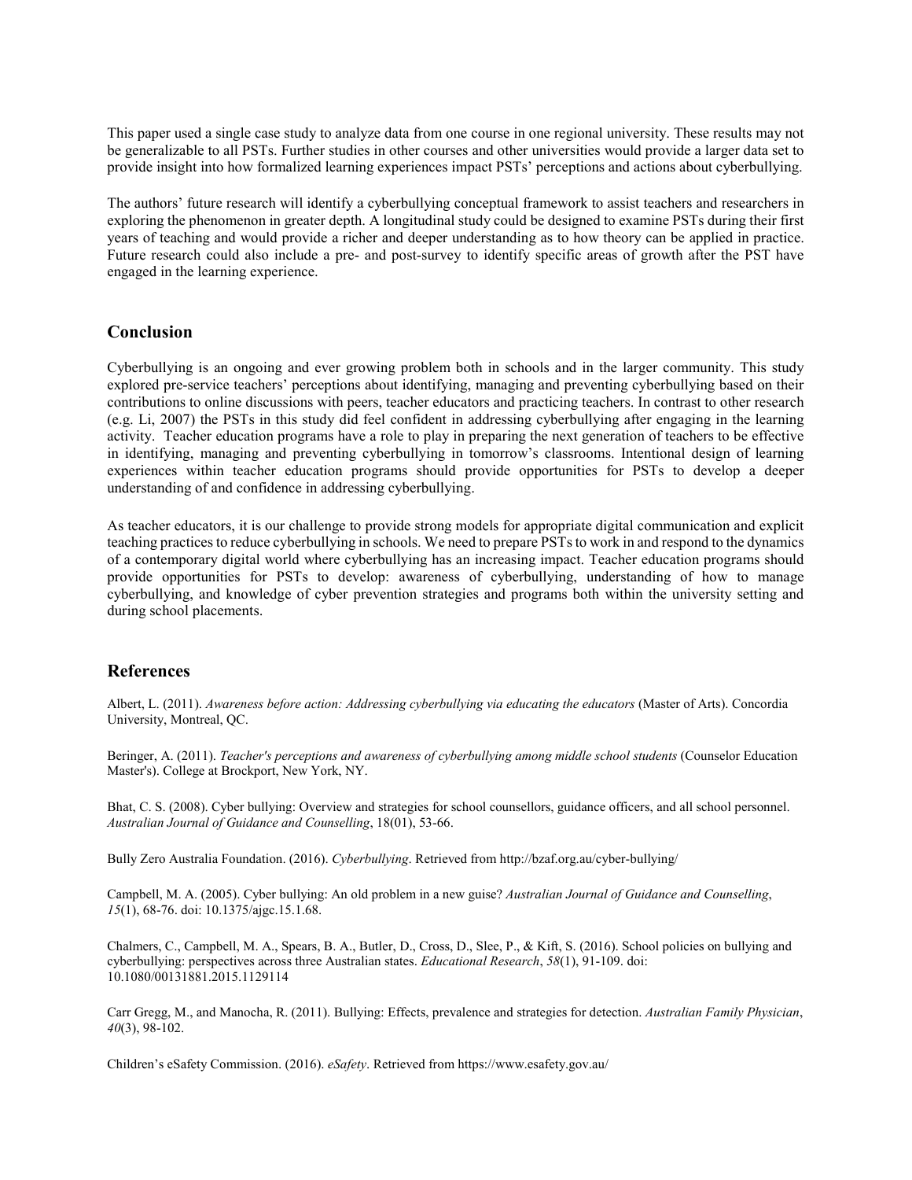This paper used a single case study to analyze data from one course in one regional university. These results may not be generalizable to all PSTs. Further studies in other courses and other universities would provide a larger data set to provide insight into how formalized learning experiences impact PSTs' perceptions and actions about cyberbullying.

The authors' future research will identify a cyberbullying conceptual framework to assist teachers and researchers in exploring the phenomenon in greater depth. A longitudinal study could be designed to examine PSTs during their first years of teaching and would provide a richer and deeper understanding as to how theory can be applied in practice. Future research could also include a pre- and post-survey to identify specific areas of growth after the PST have engaged in the learning experience.

## Conclusion

Cyberbullying is an ongoing and ever growing problem both in schools and in the larger community. This study explored pre-service teachers' perceptions about identifying, managing and preventing cyberbullying based on their contributions to online discussions with peers, teacher educators and practicing teachers. In contrast to other research (e.g. Li, 2007) the PSTs in this study did feel confident in addressing cyberbullying after engaging in the learning activity. Teacher education programs have a role to play in preparing the next generation of teachers to be effective in identifying, managing and preventing cyberbullying in tomorrow's classrooms. Intentional design of learning experiences within teacher education programs should provide opportunities for PSTs to develop a deeper understanding of and confidence in addressing cyberbullying.

As teacher educators, it is our challenge to provide strong models for appropriate digital communication and explicit teaching practices to reduce cyberbullying in schools. We need to prepare PSTs to work in and respond to the dynamics of a contemporary digital world where cyberbullying has an increasing impact. Teacher education programs should provide opportunities for PSTs to develop: awareness of cyberbullying, understanding of how to manage cyberbullying, and knowledge of cyber prevention strategies and programs both within the university setting and during school placements.

## References

Albert, L. (2011). *Awareness before action: Addressing cyberbullying via educating the educators* (Master of Arts). Concordia University, Montreal, QC.

Beringer, A. (2011). *Teacher's perceptions and awareness of cyberbullying among middle school students* (Counselor Education Master's). College at Brockport, New York, NY.

Bhat, C. S. (2008). Cyber bullying: Overview and strategies for school counsellors, guidance officers, and all school personnel. *Australian Journal of Guidance and Counselling*, 18(01), 53-66.

Bully Zero Australia Foundation. (2016). *Cyberbullying*. Retrieved from http://bzaf.org.au/cyber-bullying/

Campbell, M. A. (2005). Cyber bullying: An old problem in a new guise? *Australian Journal of Guidance and Counselling*, *15*(1), 68-76. doi: 10.1375/ajgc.15.1.68.

Chalmers, C., Campbell, M. A., Spears, B. A., Butler, D., Cross, D., Slee, P., & Kift, S. (2016). School policies on bullying and cyberbullying: perspectives across three Australian states. *Educational Research*, *58*(1), 91-109. doi: 10.1080/00131881.2015.1129114

Carr Gregg, M., and Manocha, R. (2011). Bullying: Effects, prevalence and strategies for detection. *Australian Family Physician*, *40*(3), 98-102.

Children's eSafety Commission. (2016). *eSafety*. Retrieved from https://www.esafety.gov.au/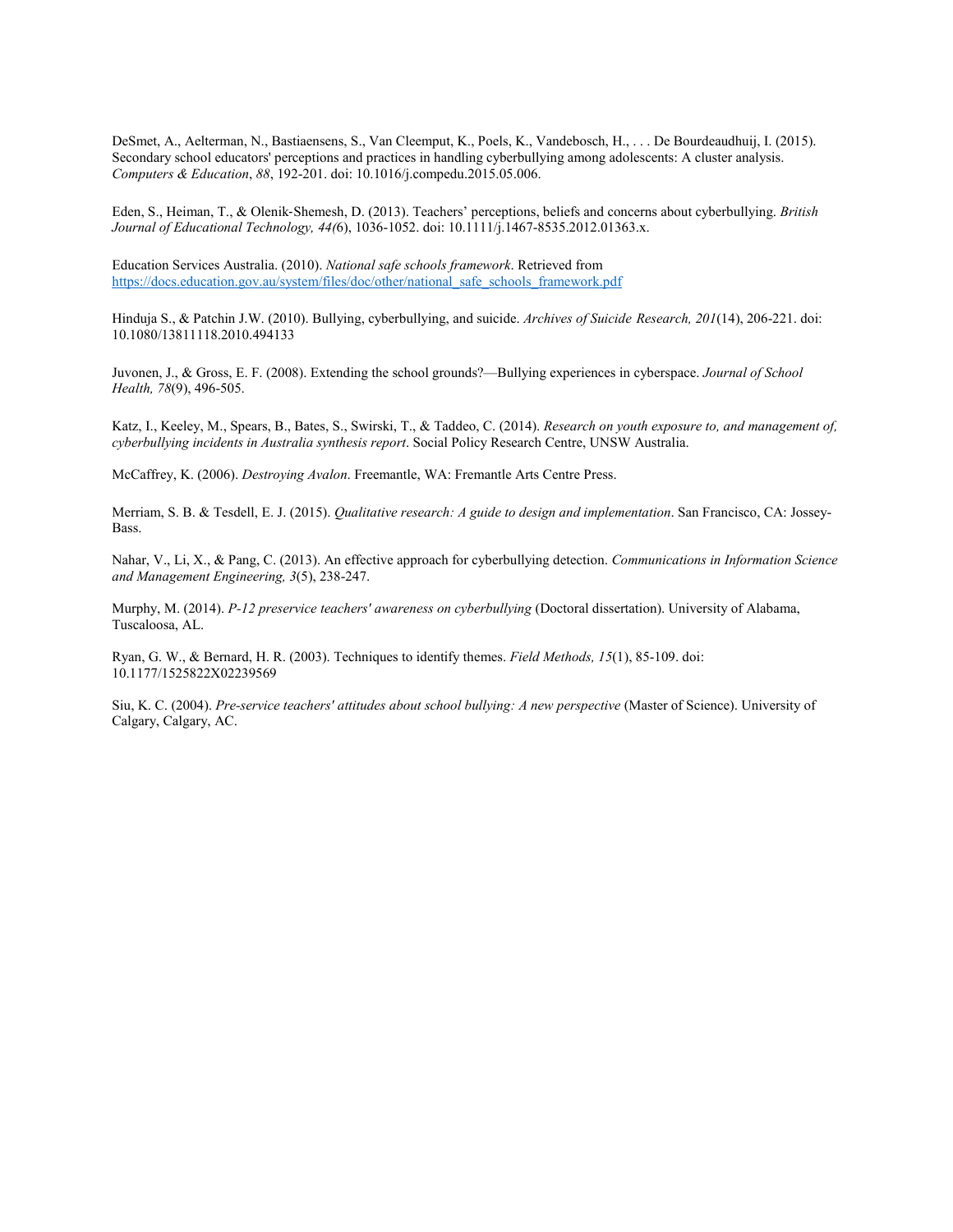DeSmet, A., Aelterman, N., Bastiaensens, S., Van Cleemput, K., Poels, K., Vandebosch, H., . . . De Bourdeaudhuij, I. (2015). Secondary school educators' perceptions and practices in handling cyberbullying among adolescents: A cluster analysis. *Computers & Education*, *88*, 192-201. doi: 10.1016/j.compedu.2015.05.006.

Eden, S., Heiman, T., & Olenik-Shemesh, D. (2013). Teachers' perceptions, beliefs and concerns about cyberbullying. *British Journal of Educational Technology, 44(*6), 1036-1052. doi: 10.1111/j.1467-8535.2012.01363.x.

Education Services Australia. (2010). *National safe schools framework*. Retrieved from https://docs.education.gov.au/system/files/doc/other/national_safe_schools_framework.pdf

Hinduja S., & Patchin J.W. (2010). Bullying, cyberbullying, and suicide. *Archives of Suicide Research, 201*(14), 206-221. doi: 10.1080/13811118.2010.494133

Juvonen, J., & Gross, E. F. (2008). Extending the school grounds?—Bullying experiences in cyberspace. *Journal of School Health, 78*(9), 496-505.

Katz, I., Keeley, M., Spears, B., Bates, S., Swirski, T., & Taddeo, C. (2014). *Research on youth exposure to, and management of, cyberbullying incidents in Australia synthesis report*. Social Policy Research Centre, UNSW Australia.

McCaffrey, K. (2006). *Destroying Avalon*. Freemantle, WA: Fremantle Arts Centre Press.

Merriam, S. B. & Tesdell, E. J. (2015). *Qualitative research: A guide to design and implementation*. San Francisco, CA: Jossey-Bass.

Nahar, V., Li, X., & Pang, C. (2013). An effective approach for cyberbullying detection. *Communications in Information Science and Management Engineering, 3*(5), 238-247.

Murphy, M. (2014). *P-12 preservice teachers' awareness on cyberbullying* (Doctoral dissertation). University of Alabama, Tuscaloosa, AL.

Ryan, G. W., & Bernard, H. R. (2003). Techniques to identify themes. *Field Methods, 15*(1), 85-109. doi: 10.1177/1525822X02239569

Siu, K. C. (2004). *Pre-service teachers' attitudes about school bullying: A new perspective* (Master of Science). University of Calgary, Calgary, AC.